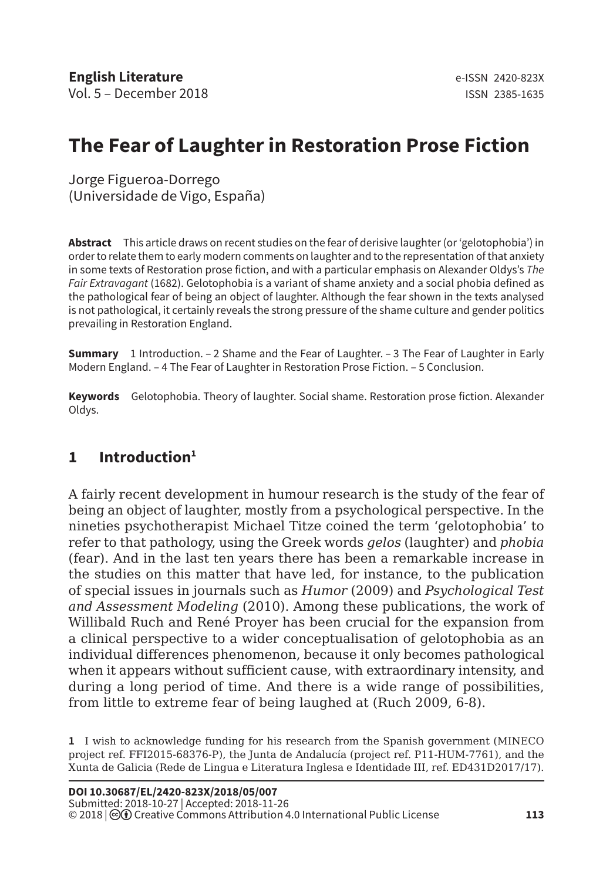# The Fear of Laughter in Restoration Prose Fiction

Jorge Figueroa-Dorrego
(Universidade de Vigo, España)

**Abstract** This article draws on recent studies on the fear of derisive laughter (or 'gelotophobia') in order to relate them to early modern comments on laughter and to the representation of that anxiety in some texts of Restoration prose fiction, and with a particular emphasis on Alexander Oldys's *The Fair Extravagant* (1682). Gelotophobia is a variant of shame anxiety and a social phobia defined as the pathological fear of being an object of laughter. Although the fear shown in the texts analysed is not pathological, it certainly reveals the strong pressure of the shame culture and gender politics prevailing in Restoration England.

**Summary** 1 Introduction. – 2 Shame and the Fear of Laughter. – 3 The Fear of Laughter in Early Modern England. – 4 The Fear of Laughter in Restoration Prose Fiction. – 5 Conclusion.

**Keywords** Gelotophobia. Theory of laughter. Social shame. Restoration prose fiction. Alexander Oldys.

## 1 Introduction[1]

A fairly recent development in humour research is the study of the fear of being an object of laughter, mostly from a psychological perspective. In the nineties psychotherapist Michael Titze coined the term 'gelotophobia' to refer to that pathology, using the Greek words *gelos* (laughter) and *phobia* (fear). And in the last ten years there has been a remarkable increase in the studies on this matter that have led, for instance, to the publication of special issues in journals such as *Humor* (2009) and *Psychological Test and Assessment Modeling* (2010). Among these publications, the work of Willibald Ruch and René Proyer has been crucial for the expansion from a clinical perspective to a wider conceptualisation of gelotophobia as an individual differences phenomenon, because it only becomes pathological when it appears without sufficient cause, with extraordinary intensity, and during a long period of time. And there is a wide range of possibilities, from little to extreme fear of being laughed at (Ruch 2009, 6-8).

[1] I wish to acknowledge funding for his research from the Spanish government (MINECO project ref. FFI2015-68376-P), the Junta de Andalucía (project ref. P11-HUM-7761), and the Xunta de Galicia (Rede de Lingua e Literatura Inglesa e Identidade III, ref. ED431D2017/17).

**DOI 10.30687/EL/2420-823X/2018/05/007**
Submitted: 2018-10-27 | Accepted: 2018-11-26
© 2018 | Creative Commons Attribution 4.0 International Public License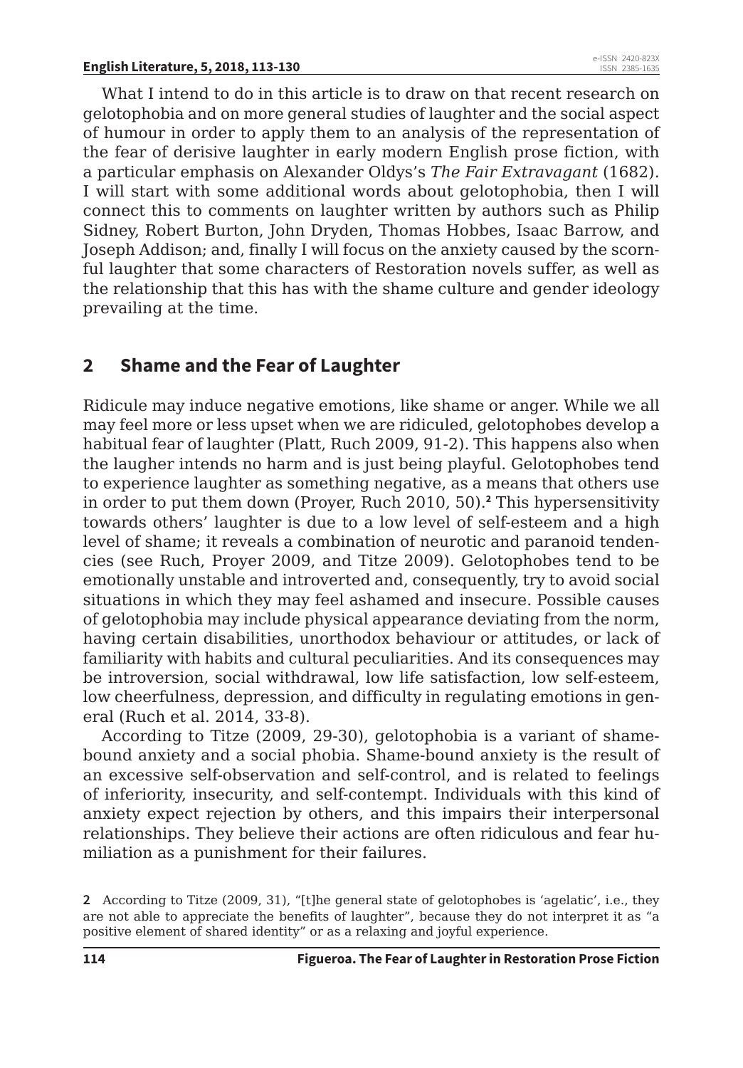What I intend to do in this article is to draw on that recent research on gelotophobia and on more general studies of laughter and the social aspect of humour in order to apply them to an analysis of the representation of the fear of derisive laughter in early modern English prose fiction, with a particular emphasis on Alexander Oldys's *The Fair Extravagant* (1682). I will start with some additional words about gelotophobia, then I will connect this to comments on laughter written by authors such as Philip Sidney, Robert Burton, John Dryden, Thomas Hobbes, Isaac Barrow, and Joseph Addison; and, finally I will focus on the anxiety caused by the scornful laughter that some characters of Restoration novels suffer, as well as the relationship that this has with the shame culture and gender ideology prevailing at the time.

## 2 Shame and the Fear of Laughter

Ridicule may induce negative emotions, like shame or anger. While we all may feel more or less upset when we are ridiculed, gelotophobes develop a habitual fear of laughter (Platt, Ruch 2009, 91-2). This happens also when the laugher intends no harm and is just being playful. Gelotophobes tend to experience laughter as something negative, as a means that others use in order to put them down (Proyer, Ruch 2010, 50).[2] This hypersensitivity towards others' laughter is due to a low level of self-esteem and a high level of shame; it reveals a combination of neurotic and paranoid tendencies (see Ruch, Proyer 2009, and Titze 2009). Gelotophobes tend to be emotionally unstable and introverted and, consequently, try to avoid social situations in which they may feel ashamed and insecure. Possible causes of gelotophobia may include physical appearance deviating from the norm, having certain disabilities, unorthodox behaviour or attitudes, or lack of familiarity with habits and cultural peculiarities. And its consequences may be introversion, social withdrawal, low life satisfaction, low self-esteem, low cheerfulness, depression, and difficulty in regulating emotions in general (Ruch et al. 2014, 33-8).

According to Titze (2009, 29-30), gelotophobia is a variant of shame-bound anxiety and a social phobia. Shame-bound anxiety is the result of an excessive self-observation and self-control, and is related to feelings of inferiority, insecurity, and self-contempt. Individuals with this kind of anxiety expect rejection by others, and this impairs their interpersonal relationships. They believe their actions are often ridiculous and fear humiliation as a punishment for their failures.

[2] According to Titze (2009, 31), "[t]he general state of gelotophobes is 'agelatic', i.e., they are not able to appreciate the benefits of laughter", because they do not interpret it as "a positive element of shared identity" or as a relaxing and joyful experience.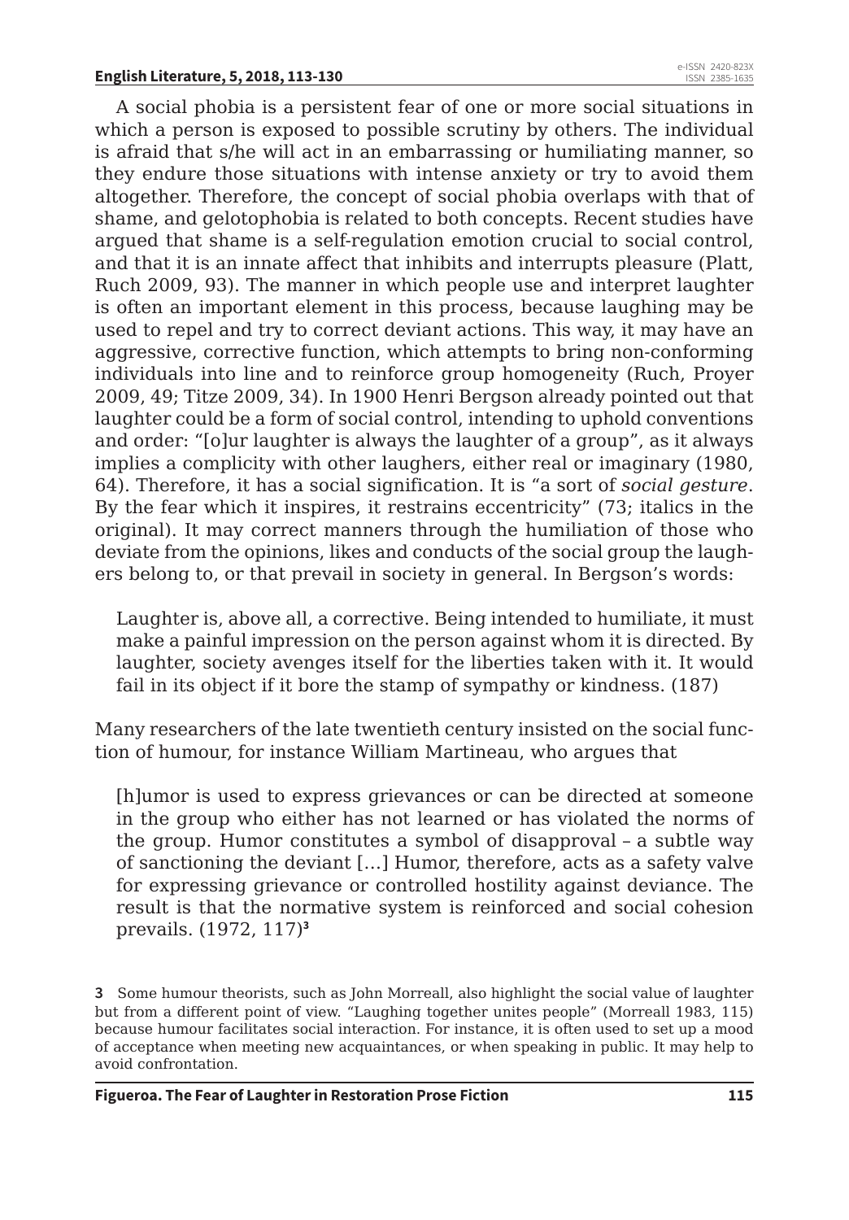A social phobia is a persistent fear of one or more social situations in which a person is exposed to possible scrutiny by others. The individual is afraid that s/he will act in an embarrassing or humiliating manner, so they endure those situations with intense anxiety or try to avoid them altogether. Therefore, the concept of social phobia overlaps with that of shame, and gelotophobia is related to both concepts. Recent studies have argued that shame is a self-regulation emotion crucial to social control, and that it is an innate affect that inhibits and interrupts pleasure (Platt, Ruch 2009, 93). The manner in which people use and interpret laughter is often an important element in this process, because laughing may be used to repel and try to correct deviant actions. This way, it may have an aggressive, corrective function, which attempts to bring non-conforming individuals into line and to reinforce group homogeneity (Ruch, Proyer 2009, 49; Titze 2009, 34). In 1900 Henri Bergson already pointed out that laughter could be a form of social control, intending to uphold conventions and order: "[o]ur laughter is always the laughter of a group", as it always implies a complicity with other laughers, either real or imaginary (1980, 64). Therefore, it has a social signification. It is "a sort of *social gesture*. By the fear which it inspires, it restrains eccentricity" (73; italics in the original). It may correct manners through the humiliation of those who deviate from the opinions, likes and conducts of the social group the laughers belong to, or that prevail in society in general. In Bergson's words:

> Laughter is, above all, a corrective. Being intended to humiliate, it must make a painful impression on the person against whom it is directed. By laughter, society avenges itself for the liberties taken with it. It would fail in its object if it bore the stamp of sympathy or kindness. (187)

Many researchers of the late twentieth century insisted on the social function of humour, for instance William Martineau, who argues that

> [h]umor is used to express grievances or can be directed at someone in the group who either has not learned or has violated the norms of the group. Humor constitutes a symbol of disapproval – a subtle way of sanctioning the deviant […] Humor, therefore, acts as a safety valve for expressing grievance or controlled hostility against deviance. The result is that the normative system is reinforced and social cohesion prevails. (1972, 117)[3]

[3] Some humour theorists, such as John Morreall, also highlight the social value of laughter but from a different point of view. "Laughing together unites people" (Morreall 1983, 115) because humour facilitates social interaction. For instance, it is often used to set up a mood of acceptance when meeting new acquaintances, or when speaking in public. It may help to avoid confrontation.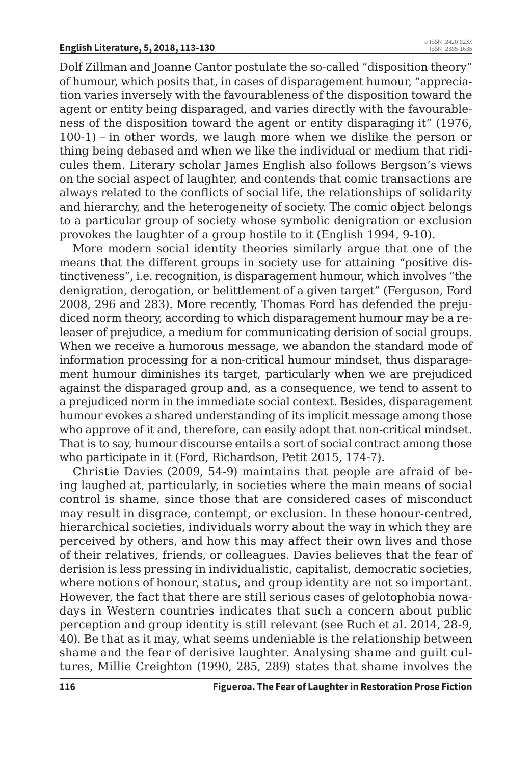Dolf Zillman and Joanne Cantor postulate the so-called "disposition theory" of humour, which posits that, in cases of disparagement humour, "appreciation varies inversely with the favourableness of the disposition toward the agent or entity being disparaged, and varies directly with the favourableness of the disposition toward the agent or entity disparaging it" (1976, 100-1) – in other words, we laugh more when we dislike the person or thing being debased and when we like the individual or medium that ridicules them. Literary scholar James English also follows Bergson's views on the social aspect of laughter, and contends that comic transactions are always related to the conflicts of social life, the relationships of solidarity and hierarchy, and the heterogeneity of society. The comic object belongs to a particular group of society whose symbolic denigration or exclusion provokes the laughter of a group hostile to it (English 1994, 9-10).

More modern social identity theories similarly argue that one of the means that the different groups in society use for attaining "positive distinctiveness", i.e. recognition, is disparagement humour, which involves "the denigration, derogation, or belittlement of a given target" (Ferguson, Ford 2008, 296 and 283). More recently, Thomas Ford has defended the prejudiced norm theory, according to which disparagement humour may be a releaser of prejudice, a medium for communicating derision of social groups. When we receive a humorous message, we abandon the standard mode of information processing for a non-critical humour mindset, thus disparagement humour diminishes its target, particularly when we are prejudiced against the disparaged group and, as a consequence, we tend to assent to a prejudiced norm in the immediate social context. Besides, disparagement humour evokes a shared understanding of its implicit message among those who approve of it and, therefore, can easily adopt that non-critical mindset. That is to say, humour discourse entails a sort of social contract among those who participate in it (Ford, Richardson, Petit 2015, 174-7).

Christie Davies (2009, 54-9) maintains that people are afraid of being laughed at, particularly, in societies where the main means of social control is shame, since those that are considered cases of misconduct may result in disgrace, contempt, or exclusion. In these honour-centred, hierarchical societies, individuals worry about the way in which they are perceived by others, and how this may affect their own lives and those of their relatives, friends, or colleagues. Davies believes that the fear of derision is less pressing in individualistic, capitalist, democratic societies, where notions of honour, status, and group identity are not so important. However, the fact that there are still serious cases of gelotophobia nowadays in Western countries indicates that such a concern about public perception and group identity is still relevant (see Ruch et al. 2014, 28-9, 40). Be that as it may, what seems undeniable is the relationship between shame and the fear of derisive laughter. Analysing shame and guilt cultures, Millie Creighton (1990, 285, 289) states that shame involves the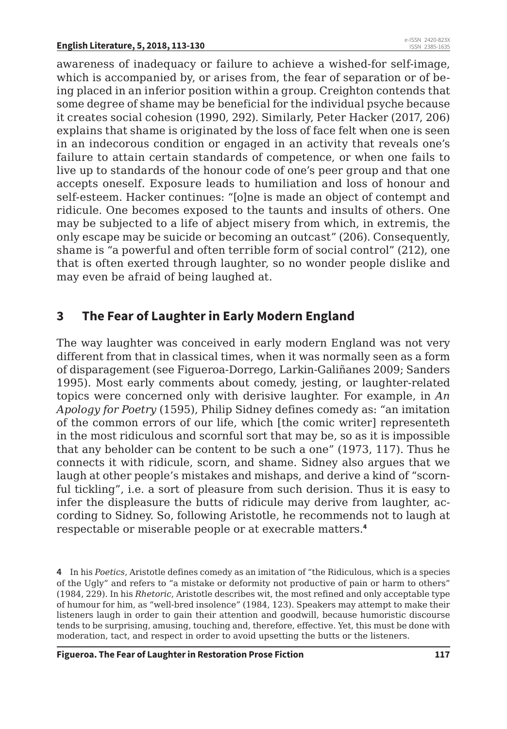awareness of inadequacy or failure to achieve a wished-for self-image, which is accompanied by, or arises from, the fear of separation or of being placed in an inferior position within a group. Creighton contends that some degree of shame may be beneficial for the individual psyche because it creates social cohesion (1990, 292). Similarly, Peter Hacker (2017, 206) explains that shame is originated by the loss of face felt when one is seen in an indecorous condition or engaged in an activity that reveals one's failure to attain certain standards of competence, or when one fails to live up to standards of the honour code of one's peer group and that one accepts oneself. Exposure leads to humiliation and loss of honour and self-esteem. Hacker continues: "[o]ne is made an object of contempt and ridicule. One becomes exposed to the taunts and insults of others. One may be subjected to a life of abject misery from which, in extremis, the only escape may be suicide or becoming an outcast" (206). Consequently, shame is "a powerful and often terrible form of social control" (212), one that is often exerted through laughter, so no wonder people dislike and may even be afraid of being laughed at.

## 3 The Fear of Laughter in Early Modern England

The way laughter was conceived in early modern England was not very different from that in classical times, when it was normally seen as a form of disparagement (see Figueroa-Dorrego, Larkin-Galiñanes 2009; Sanders 1995). Most early comments about comedy, jesting, or laughter-related topics were concerned only with derisive laughter. For example, in *An Apology for Poetry* (1595), Philip Sidney defines comedy as: "an imitation of the common errors of our life, which [the comic writer] representeth in the most ridiculous and scornful sort that may be, so as it is impossible that any beholder can be content to be such a one" (1973, 117). Thus he connects it with ridicule, scorn, and shame. Sidney also argues that we laugh at other people's mistakes and mishaps, and derive a kind of "scornful tickling", i.e. a sort of pleasure from such derision. Thus it is easy to infer the displeasure the butts of ridicule may derive from laughter, according to Sidney. So, following Aristotle, he recommends not to laugh at respectable or miserable people or at execrable matters.[4]

[4] In his *Poetics*, Aristotle defines comedy as an imitation of "the Ridiculous, which is a species of the Ugly" and refers to "a mistake or deformity not productive of pain or harm to others" (1984, 229). In his *Rhetoric*, Aristotle describes wit, the most refined and only acceptable type of humour for him, as "well-bred insolence" (1984, 123). Speakers may attempt to make their listeners laugh in order to gain their attention and goodwill, because humoristic discourse tends to be surprising, amusing, touching and, therefore, effective. Yet, this must be done with moderation, tact, and respect in order to avoid upsetting the butts or the listeners.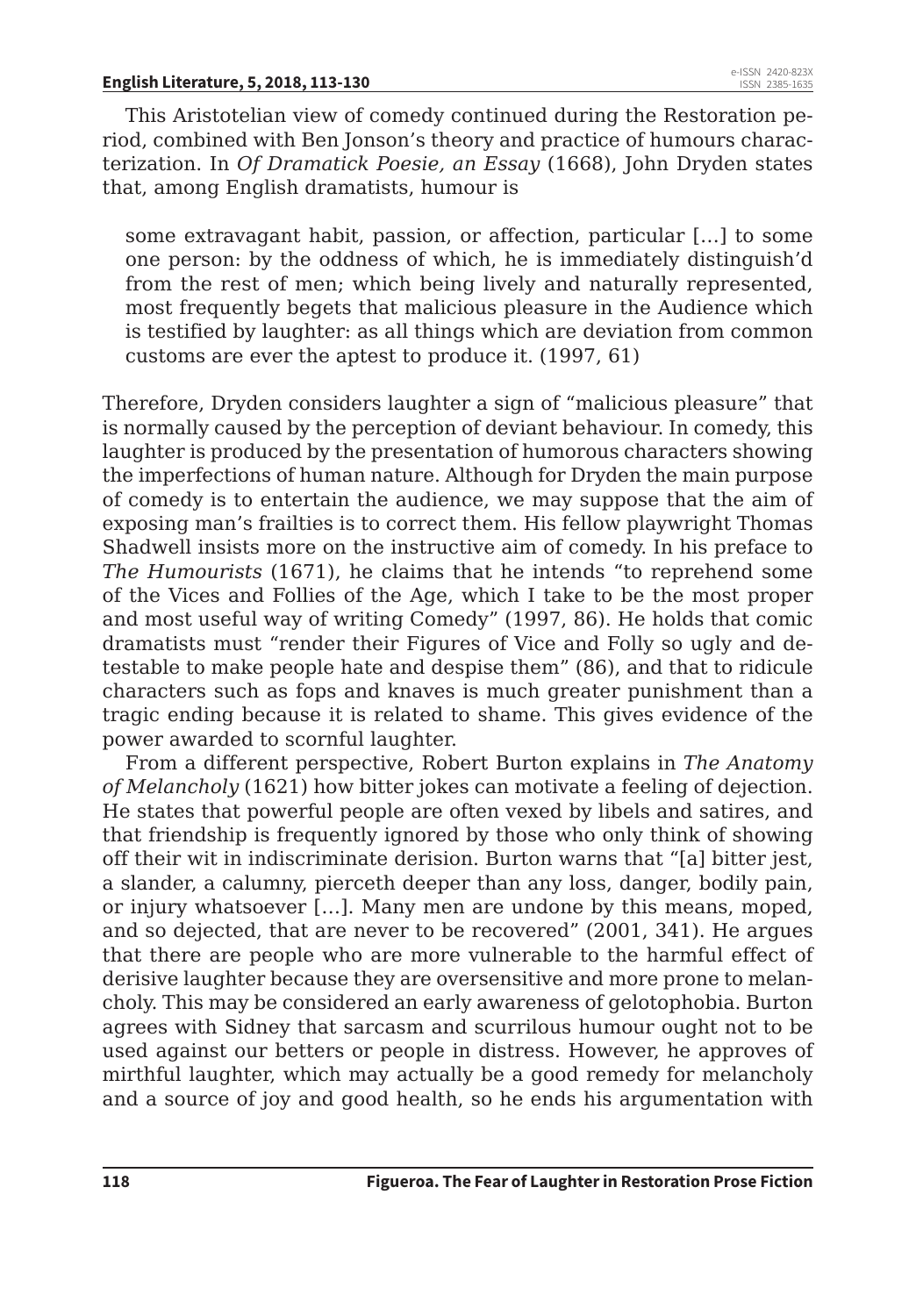This Aristotelian view of comedy continued during the Restoration period, combined with Ben Jonson's theory and practice of humours characterization. In *Of Dramatick Poesie, an Essay* (1668), John Dryden states that, among English dramatists, humour is

> some extravagant habit, passion, or affection, particular […] to some one person: by the oddness of which, he is immediately distinguish'd from the rest of men; which being lively and naturally represented, most frequently begets that malicious pleasure in the Audience which is testified by laughter: as all things which are deviation from common customs are ever the aptest to produce it. (1997, 61)

Therefore, Dryden considers laughter a sign of "malicious pleasure" that is normally caused by the perception of deviant behaviour. In comedy, this laughter is produced by the presentation of humorous characters showing the imperfections of human nature. Although for Dryden the main purpose of comedy is to entertain the audience, we may suppose that the aim of exposing man's frailties is to correct them. His fellow playwright Thomas Shadwell insists more on the instructive aim of comedy. In his preface to *The Humourists* (1671), he claims that he intends "to reprehend some of the Vices and Follies of the Age, which I take to be the most proper and most useful way of writing Comedy" (1997, 86). He holds that comic dramatists must "render their Figures of Vice and Folly so ugly and detestable to make people hate and despise them" (86), and that to ridicule characters such as fops and knaves is much greater punishment than a tragic ending because it is related to shame. This gives evidence of the power awarded to scornful laughter.

From a different perspective, Robert Burton explains in *The Anatomy of Melancholy* (1621) how bitter jokes can motivate a feeling of dejection. He states that powerful people are often vexed by libels and satires, and that friendship is frequently ignored by those who only think of showing off their wit in indiscriminate derision. Burton warns that "[a] bitter jest, a slander, a calumny, pierceth deeper than any loss, danger, bodily pain, or injury whatsoever […]. Many men are undone by this means, moped, and so dejected, that are never to be recovered" (2001, 341). He argues that there are people who are more vulnerable to the harmful effect of derisive laughter because they are oversensitive and more prone to melancholy. This may be considered an early awareness of gelotophobia. Burton agrees with Sidney that sarcasm and scurrilous humour ought not to be used against our betters or people in distress. However, he approves of mirthful laughter, which may actually be a good remedy for melancholy and a source of joy and good health, so he ends his argumentation with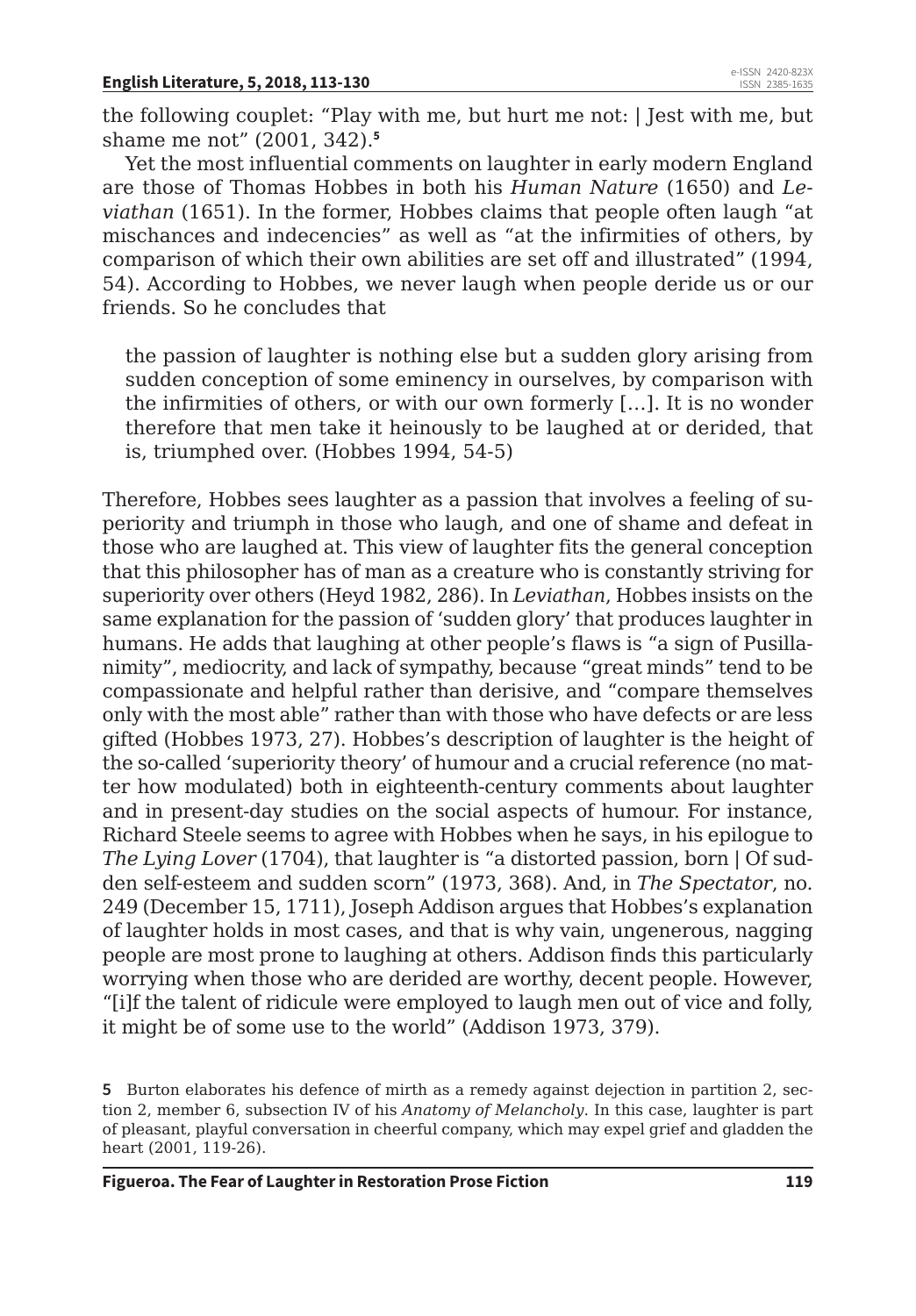the following couplet: "Play with me, but hurt me not: | Jest with me, but shame me not" (2001, 342).[5]

Yet the most influential comments on laughter in early modern England are those of Thomas Hobbes in both his *Human Nature* (1650) and *Leviathan* (1651). In the former, Hobbes claims that people often laugh "at mischances and indecencies" as well as "at the infirmities of others, by comparison of which their own abilities are set off and illustrated" (1994, 54). According to Hobbes, we never laugh when people deride us or our friends. So he concludes that

> the passion of laughter is nothing else but a sudden glory arising from sudden conception of some eminency in ourselves, by comparison with the infirmities of others, or with our own formerly […]. It is no wonder therefore that men take it heinously to be laughed at or derided, that is, triumphed over. (Hobbes 1994, 54-5)

Therefore, Hobbes sees laughter as a passion that involves a feeling of superiority and triumph in those who laugh, and one of shame and defeat in those who are laughed at. This view of laughter fits the general conception that this philosopher has of man as a creature who is constantly striving for superiority over others (Heyd 1982, 286). In *Leviathan*, Hobbes insists on the same explanation for the passion of 'sudden glory' that produces laughter in humans. He adds that laughing at other people's flaws is "a sign of Pusillanimity", mediocrity, and lack of sympathy, because "great minds" tend to be compassionate and helpful rather than derisive, and "compare themselves only with the most able" rather than with those who have defects or are less gifted (Hobbes 1973, 27). Hobbes's description of laughter is the height of the so-called 'superiority theory' of humour and a crucial reference (no matter how modulated) both in eighteenth-century comments about laughter and in present-day studies on the social aspects of humour. For instance, Richard Steele seems to agree with Hobbes when he says, in his epilogue to *The Lying Lover* (1704), that laughter is "a distorted passion, born | Of sudden self-esteem and sudden scorn" (1973, 368). And, in *The Spectator*, no. 249 (December 15, 1711), Joseph Addison argues that Hobbes's explanation of laughter holds in most cases, and that is why vain, ungenerous, nagging people are most prone to laughing at others. Addison finds this particularly worrying when those who are derided are worthy, decent people. However, "[i]f the talent of ridicule were employed to laugh men out of vice and folly, it might be of some use to the world" (Addison 1973, 379).

**5** Burton elaborates his defence of mirth as a remedy against dejection in partition 2, section 2, member 6, subsection IV of his *Anatomy of Melancholy*. In this case, laughter is part of pleasant, playful conversation in cheerful company, which may expel grief and gladden the heart (2001, 119-26).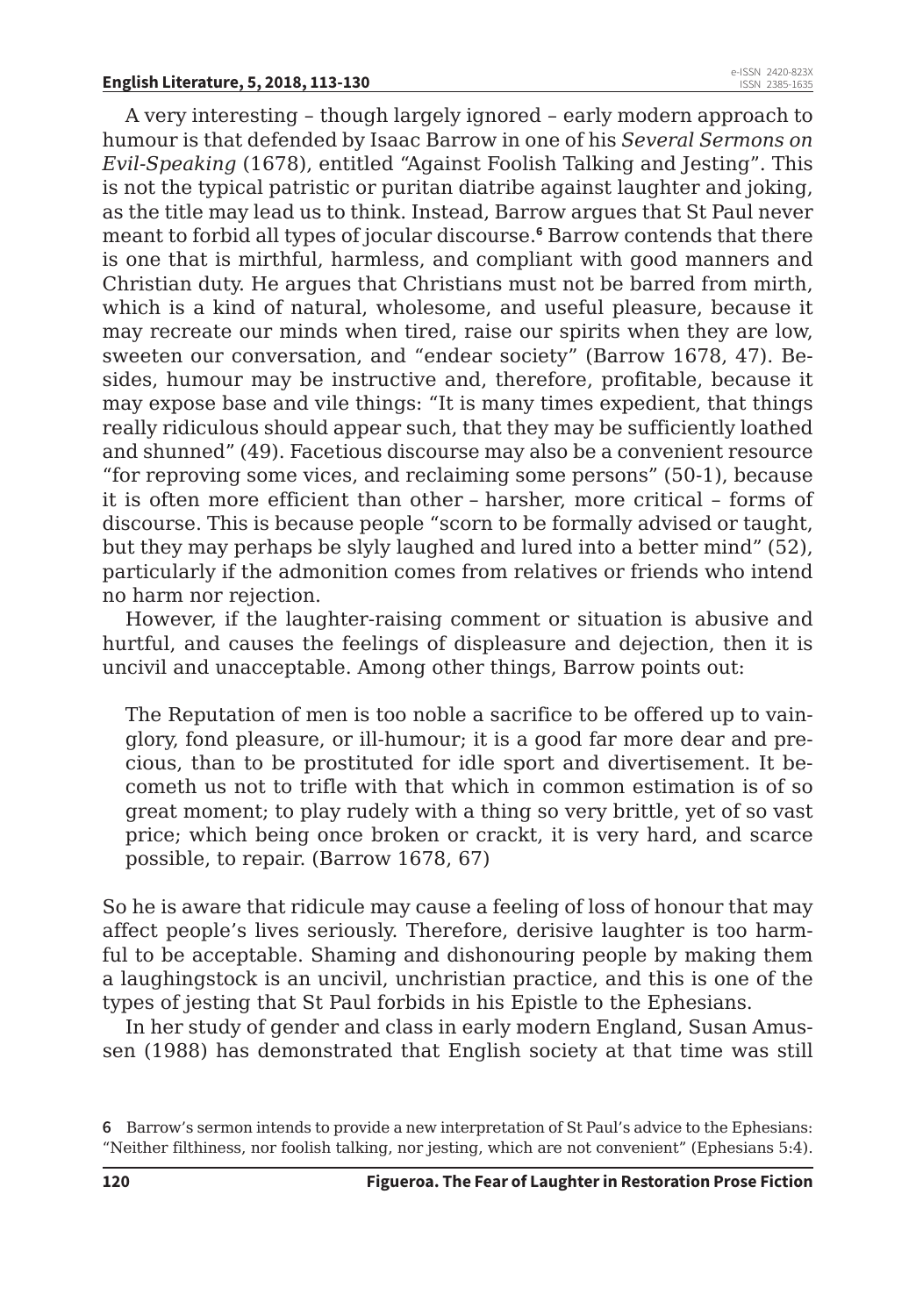A very interesting – though largely ignored – early modern approach to humour is that defended by Isaac Barrow in one of his *Several Sermons on Evil-Speaking* (1678), entitled "Against Foolish Talking and Jesting". This is not the typical patristic or puritan diatribe against laughter and joking, as the title may lead us to think. Instead, Barrow argues that St Paul never meant to forbid all types of jocular discourse.[6] Barrow contends that there is one that is mirthful, harmless, and compliant with good manners and Christian duty. He argues that Christians must not be barred from mirth, which is a kind of natural, wholesome, and useful pleasure, because it may recreate our minds when tired, raise our spirits when they are low, sweeten our conversation, and "endear society" (Barrow 1678, 47). Besides, humour may be instructive and, therefore, profitable, because it may expose base and vile things: "It is many times expedient, that things really ridiculous should appear such, that they may be sufficiently loathed and shunned" (49). Facetious discourse may also be a convenient resource "for reproving some vices, and reclaiming some persons" (50-1), because it is often more efficient than other – harsher, more critical – forms of discourse. This is because people "scorn to be formally advised or taught, but they may perhaps be slyly laughed and lured into a better mind" (52), particularly if the admonition comes from relatives or friends who intend no harm nor rejection.

However, if the laughter-raising comment or situation is abusive and hurtful, and causes the feelings of displeasure and dejection, then it is uncivil and unacceptable. Among other things, Barrow points out:

> The Reputation of men is too noble a sacrifice to be offered up to vainglory, fond pleasure, or ill-humour; it is a good far more dear and precious, than to be prostituted for idle sport and divertisement. It becometh us not to trifle with that which in common estimation is of so great moment; to play rudely with a thing so very brittle, yet of so vast price; which being once broken or crackt, it is very hard, and scarce possible, to repair. (Barrow 1678, 67)

So he is aware that ridicule may cause a feeling of loss of honour that may affect people's lives seriously. Therefore, derisive laughter is too harmful to be acceptable. Shaming and dishonouring people by making them a laughingstock is an uncivil, unchristian practice, and this is one of the types of jesting that St Paul forbids in his Epistle to the Ephesians.

In her study of gender and class in early modern England, Susan Amussen (1988) has demonstrated that English society at that time was still

---

6 Barrow's sermon intends to provide a new interpretation of St Paul's advice to the Ephesians: "Neither filthiness, nor foolish talking, nor jesting, which are not convenient" (Ephesians 5:4).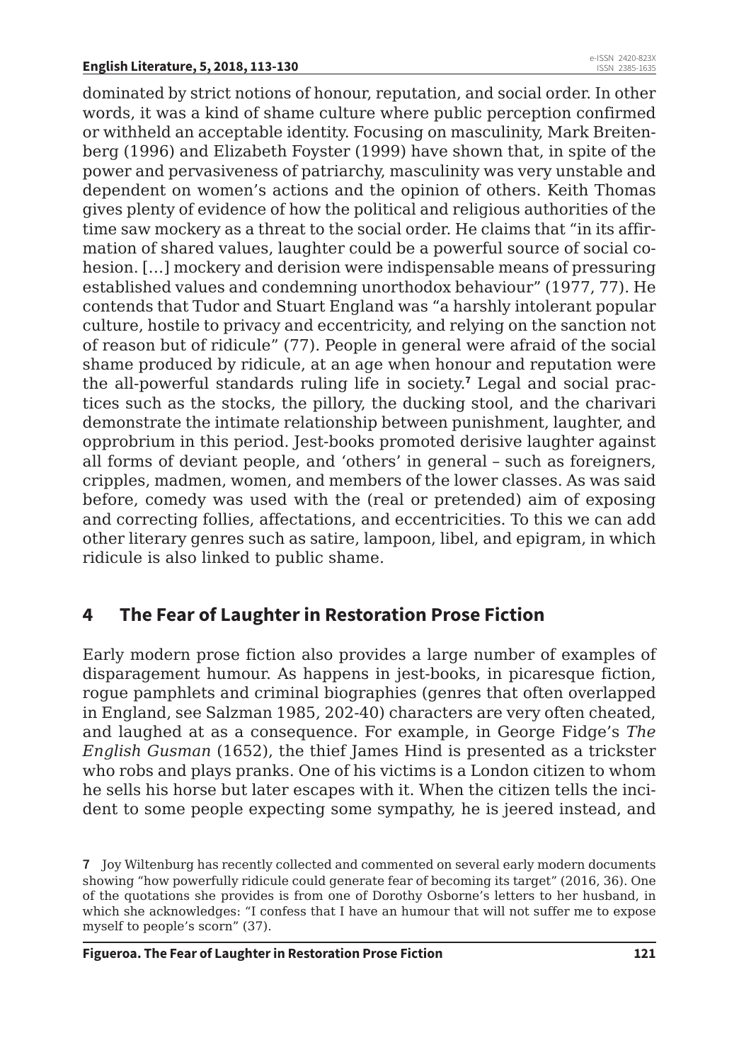dominated by strict notions of honour, reputation, and social order. In other words, it was a kind of shame culture where public perception confirmed or withheld an acceptable identity. Focusing on masculinity, Mark Breitenberg (1996) and Elizabeth Foyster (1999) have shown that, in spite of the power and pervasiveness of patriarchy, masculinity was very unstable and dependent on women's actions and the opinion of others. Keith Thomas gives plenty of evidence of how the political and religious authorities of the time saw mockery as a threat to the social order. He claims that "in its affirmation of shared values, laughter could be a powerful source of social cohesion. […] mockery and derision were indispensable means of pressuring established values and condemning unorthodox behaviour" (1977, 77). He contends that Tudor and Stuart England was "a harshly intolerant popular culture, hostile to privacy and eccentricity, and relying on the sanction not of reason but of ridicule" (77). People in general were afraid of the social shame produced by ridicule, at an age when honour and reputation were the all-powerful standards ruling life in society.[7] Legal and social practices such as the stocks, the pillory, the ducking stool, and the charivari demonstrate the intimate relationship between punishment, laughter, and opprobrium in this period. Jest-books promoted derisive laughter against all forms of deviant people, and 'others' in general – such as foreigners, cripples, madmen, women, and members of the lower classes. As was said before, comedy was used with the (real or pretended) aim of exposing and correcting follies, affectations, and eccentricities. To this we can add other literary genres such as satire, lampoon, libel, and epigram, in which ridicule is also linked to public shame.

## 4 The Fear of Laughter in Restoration Prose Fiction

Early modern prose fiction also provides a large number of examples of disparagement humour. As happens in jest-books, in picaresque fiction, rogue pamphlets and criminal biographies (genres that often overlapped in England, see Salzman 1985, 202-40) characters are very often cheated, and laughed at as a consequence. For example, in George Fidge's *The English Gusman* (1652), the thief James Hind is presented as a trickster who robs and plays pranks. One of his victims is a London citizen to whom he sells his horse but later escapes with it. When the citizen tells the incident to some people expecting some sympathy, he is jeered instead, and

**7** Joy Wiltenburg has recently collected and commented on several early modern documents showing "how powerfully ridicule could generate fear of becoming its target" (2016, 36). One of the quotations she provides is from one of Dorothy Osborne's letters to her husband, in which she acknowledges: "I confess that I have an humour that will not suffer me to expose myself to people's scorn" (37).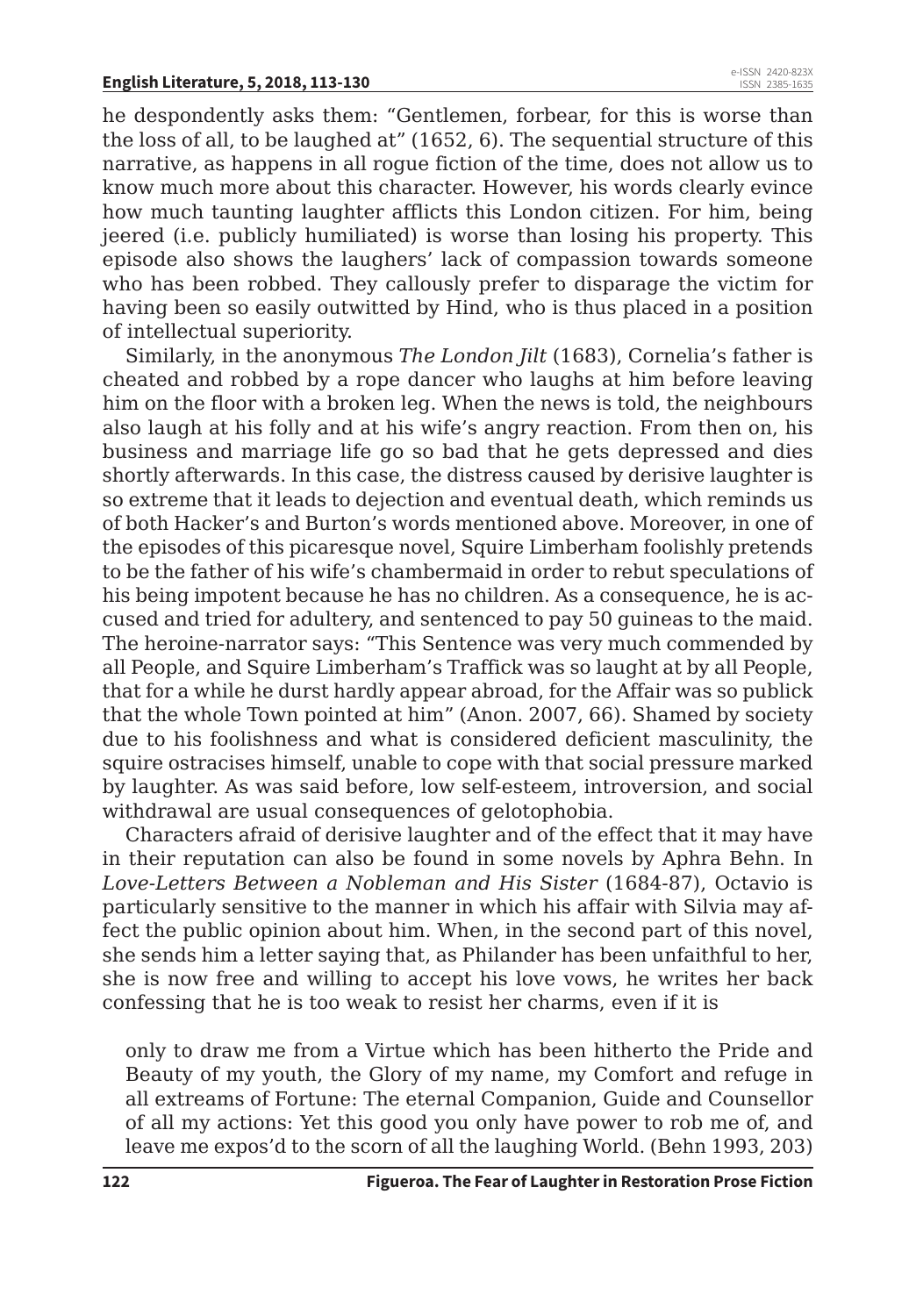he despondently asks them: "Gentlemen, forbear, for this is worse than the loss of all, to be laughed at" (1652, 6). The sequential structure of this narrative, as happens in all rogue fiction of the time, does not allow us to know much more about this character. However, his words clearly evince how much taunting laughter afflicts this London citizen. For him, being jeered (i.e. publicly humiliated) is worse than losing his property. This episode also shows the laughers' lack of compassion towards someone who has been robbed. They callously prefer to disparage the victim for having been so easily outwitted by Hind, who is thus placed in a position of intellectual superiority.

Similarly, in the anonymous *The London Jilt* (1683), Cornelia's father is cheated and robbed by a rope dancer who laughs at him before leaving him on the floor with a broken leg. When the news is told, the neighbours also laugh at his folly and at his wife's angry reaction. From then on, his business and marriage life go so bad that he gets depressed and dies shortly afterwards. In this case, the distress caused by derisive laughter is so extreme that it leads to dejection and eventual death, which reminds us of both Hacker's and Burton's words mentioned above. Moreover, in one of the episodes of this picaresque novel, Squire Limberham foolishly pretends to be the father of his wife's chambermaid in order to rebut speculations of his being impotent because he has no children. As a consequence, he is accused and tried for adultery, and sentenced to pay 50 guineas to the maid. The heroine-narrator says: "This Sentence was very much commended by all People, and Squire Limberham's Traffick was so laught at by all People, that for a while he durst hardly appear abroad, for the Affair was so publick that the whole Town pointed at him" (Anon. 2007, 66). Shamed by society due to his foolishness and what is considered deficient masculinity, the squire ostracises himself, unable to cope with that social pressure marked by laughter. As was said before, low self-esteem, introversion, and social withdrawal are usual consequences of gelotophobia.

Characters afraid of derisive laughter and of the effect that it may have in their reputation can also be found in some novels by Aphra Behn. In *Love-Letters Between a Nobleman and His Sister* (1684-87), Octavio is particularly sensitive to the manner in which his affair with Silvia may affect the public opinion about him. When, in the second part of this novel, she sends him a letter saying that, as Philander has been unfaithful to her, she is now free and willing to accept his love vows, he writes her back confessing that he is too weak to resist her charms, even if it is

> only to draw me from a Virtue which has been hitherto the Pride and Beauty of my youth, the Glory of my name, my Comfort and refuge in all extreams of Fortune: The eternal Companion, Guide and Counsellor of all my actions: Yet this good you only have power to rob me of, and leave me expos'd to the scorn of all the laughing World. (Behn 1993, 203)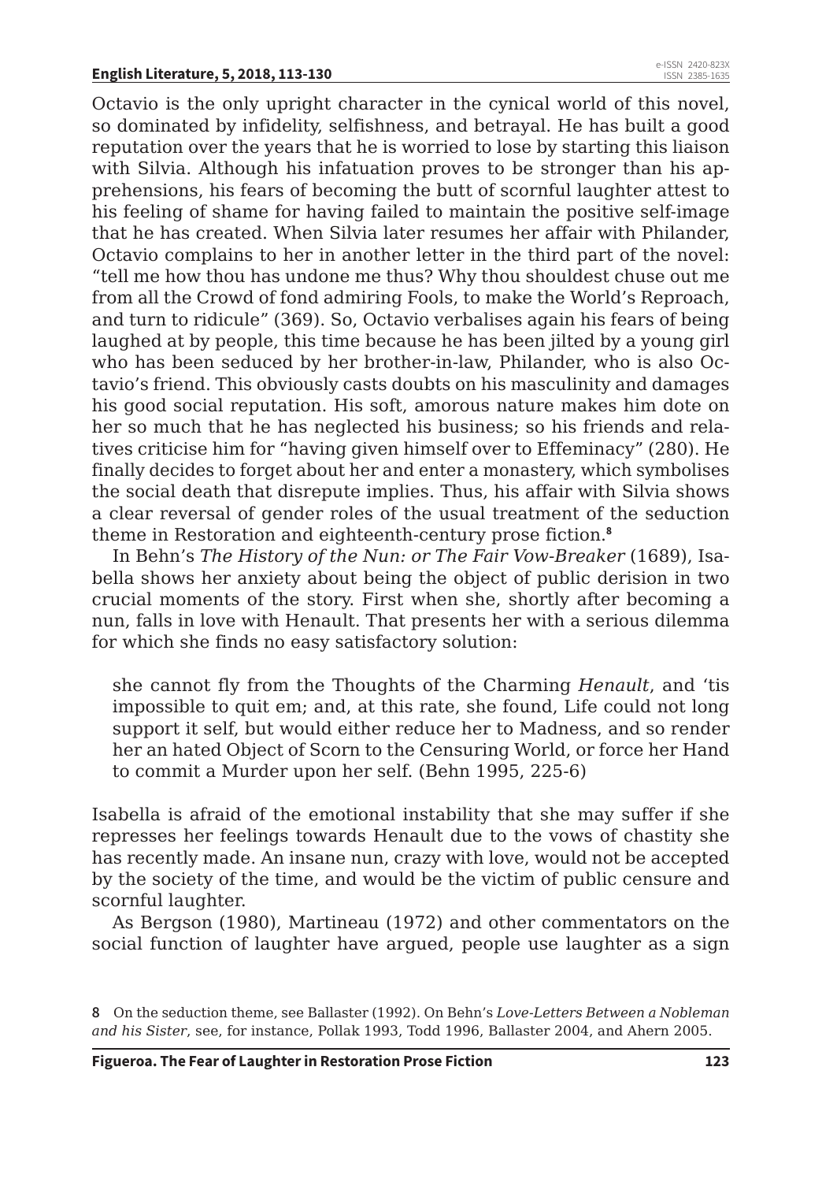Octavio is the only upright character in the cynical world of this novel, so dominated by infidelity, selfishness, and betrayal. He has built a good reputation over the years that he is worried to lose by starting this liaison with Silvia. Although his infatuation proves to be stronger than his apprehensions, his fears of becoming the butt of scornful laughter attest to his feeling of shame for having failed to maintain the positive self-image that he has created. When Silvia later resumes her affair with Philander, Octavio complains to her in another letter in the third part of the novel: "tell me how thou has undone me thus? Why thou shouldest chuse out me from all the Crowd of fond admiring Fools, to make the World's Reproach, and turn to ridicule" (369). So, Octavio verbalises again his fears of being laughed at by people, this time because he has been jilted by a young girl who has been seduced by her brother-in-law, Philander, who is also Octavio's friend. This obviously casts doubts on his masculinity and damages his good social reputation. His soft, amorous nature makes him dote on her so much that he has neglected his business; so his friends and relatives criticise him for "having given himself over to Effeminacy" (280). He finally decides to forget about her and enter a monastery, which symbolises the social death that disrepute implies. Thus, his affair with Silvia shows a clear reversal of gender roles of the usual treatment of the seduction theme in Restoration and eighteenth-century prose fiction.[8]

In Behn's *The History of the Nun: or The Fair Vow-Breaker* (1689), Isabella shows her anxiety about being the object of public derision in two crucial moments of the story. First when she, shortly after becoming a nun, falls in love with Henault. That presents her with a serious dilemma for which she finds no easy satisfactory solution:

> she cannot fly from the Thoughts of the Charming *Henault*, and 'tis impossible to quit em; and, at this rate, she found, Life could not long support it self, but would either reduce her to Madness, and so render her an hated Object of Scorn to the Censuring World, or force her Hand to commit a Murder upon her self. (Behn 1995, 225-6)

Isabella is afraid of the emotional instability that she may suffer if she represses her feelings towards Henault due to the vows of chastity she has recently made. An insane nun, crazy with love, would not be accepted by the society of the time, and would be the victim of public censure and scornful laughter.

As Bergson (1980), Martineau (1972) and other commentators on the social function of laughter have argued, people use laughter as a sign

---

8 On the seduction theme, see Ballaster (1992). On Behn's *Love-Letters Between a Nobleman and his Sister*, see, for instance, Pollak 1993, Todd 1996, Ballaster 2004, and Ahern 2005.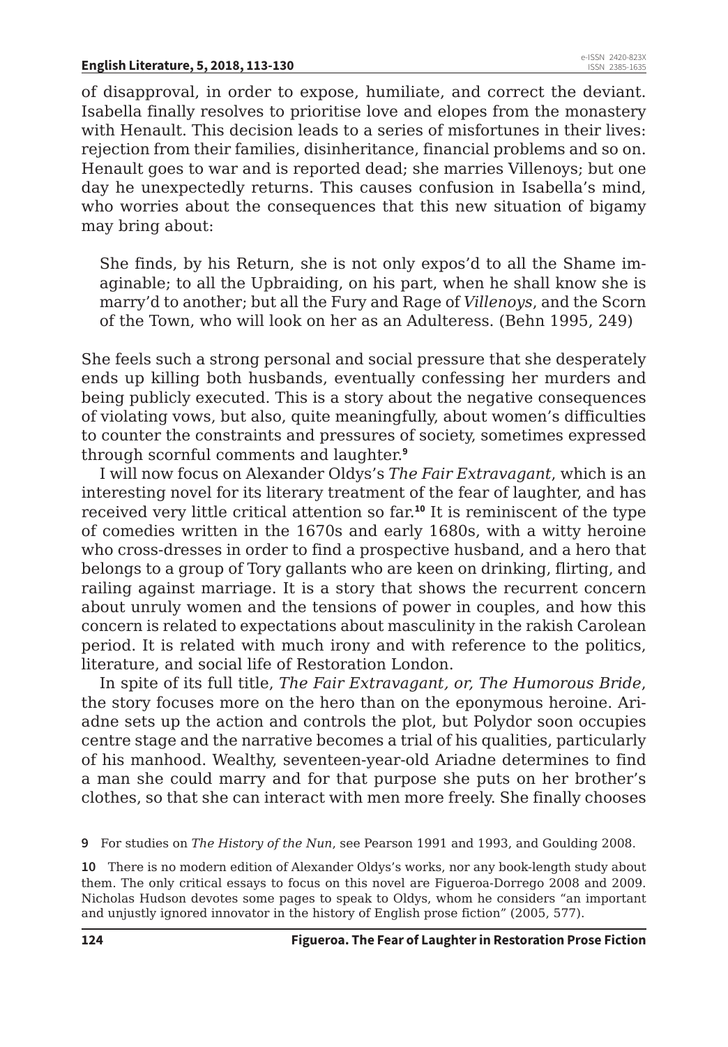of disapproval, in order to expose, humiliate, and correct the deviant. Isabella finally resolves to prioritise love and elopes from the monastery with Henault. This decision leads to a series of misfortunes in their lives: rejection from their families, disinheritance, financial problems and so on. Henault goes to war and is reported dead; she marries Villenoys; but one day he unexpectedly returns. This causes confusion in Isabella's mind, who worries about the consequences that this new situation of bigamy may bring about:

> She finds, by his Return, she is not only expos'd to all the Shame imaginable; to all the Upbraiding, on his part, when he shall know she is marry'd to another; but all the Fury and Rage of *Villenoys*, and the Scorn of the Town, who will look on her as an Adulteress. (Behn 1995, 249)

She feels such a strong personal and social pressure that she desperately ends up killing both husbands, eventually confessing her murders and being publicly executed. This is a story about the negative consequences of violating vows, but also, quite meaningfully, about women's difficulties to counter the constraints and pressures of society, sometimes expressed through scornful comments and laughter.[9]

I will now focus on Alexander Oldys's *The Fair Extravagant*, which is an interesting novel for its literary treatment of the fear of laughter, and has received very little critical attention so far.[10] It is reminiscent of the type of comedies written in the 1670s and early 1680s, with a witty heroine who cross-dresses in order to find a prospective husband, and a hero that belongs to a group of Tory gallants who are keen on drinking, flirting, and railing against marriage. It is a story that shows the recurrent concern about unruly women and the tensions of power in couples, and how this concern is related to expectations about masculinity in the rakish Carolean period. It is related with much irony and with reference to the politics, literature, and social life of Restoration London.

In spite of its full title, *The Fair Extravagant, or, The Humorous Bride*, the story focuses more on the hero than on the eponymous heroine. Ariadne sets up the action and controls the plot, but Polydor soon occupies centre stage and the narrative becomes a trial of his qualities, particularly of his manhood. Wealthy, seventeen-year-old Ariadne determines to find a man she could marry and for that purpose she puts on her brother's clothes, so that she can interact with men more freely. She finally chooses

9 For studies on *The History of the Nun*, see Pearson 1991 and 1993, and Goulding 2008.

10 There is no modern edition of Alexander Oldys's works, nor any book-length study about them. The only critical essays to focus on this novel are Figueroa-Dorrego 2008 and 2009. Nicholas Hudson devotes some pages to speak to Oldys, whom he considers "an important and unjustly ignored innovator in the history of English prose fiction" (2005, 577).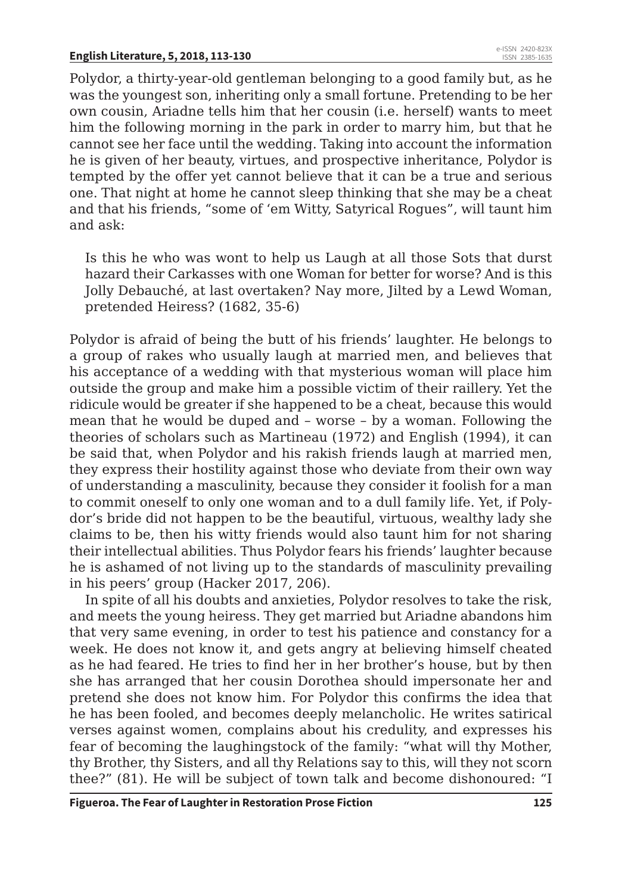Polydor, a thirty-year-old gentleman belonging to a good family but, as he was the youngest son, inheriting only a small fortune. Pretending to be her own cousin, Ariadne tells him that her cousin (i.e. herself) wants to meet him the following morning in the park in order to marry him, but that he cannot see her face until the wedding. Taking into account the information he is given of her beauty, virtues, and prospective inheritance, Polydor is tempted by the offer yet cannot believe that it can be a true and serious one. That night at home he cannot sleep thinking that she may be a cheat and that his friends, "some of 'em Witty, Satyrical Rogues", will taunt him and ask:

> Is this he who was wont to help us Laugh at all those Sots that durst hazard their Carkasses with one Woman for better for worse? And is this Jolly Debauché, at last overtaken? Nay more, Jilted by a Lewd Woman, pretended Heiress? (1682, 35-6)

Polydor is afraid of being the butt of his friends' laughter. He belongs to a group of rakes who usually laugh at married men, and believes that his acceptance of a wedding with that mysterious woman will place him outside the group and make him a possible victim of their raillery. Yet the ridicule would be greater if she happened to be a cheat, because this would mean that he would be duped and – worse – by a woman. Following the theories of scholars such as Martineau (1972) and English (1994), it can be said that, when Polydor and his rakish friends laugh at married men, they express their hostility against those who deviate from their own way of understanding a masculinity, because they consider it foolish for a man to commit oneself to only one woman and to a dull family life. Yet, if Polydor's bride did not happen to be the beautiful, virtuous, wealthy lady she claims to be, then his witty friends would also taunt him for not sharing their intellectual abilities. Thus Polydor fears his friends' laughter because he is ashamed of not living up to the standards of masculinity prevailing in his peers' group (Hacker 2017, 206).

In spite of all his doubts and anxieties, Polydor resolves to take the risk, and meets the young heiress. They get married but Ariadne abandons him that very same evening, in order to test his patience and constancy for a week. He does not know it, and gets angry at believing himself cheated as he had feared. He tries to find her in her brother's house, but by then she has arranged that her cousin Dorothea should impersonate her and pretend she does not know him. For Polydor this confirms the idea that he has been fooled, and becomes deeply melancholic. He writes satirical verses against women, complains about his credulity, and expresses his fear of becoming the laughingstock of the family: "what will thy Mother, thy Brother, thy Sisters, and all thy Relations say to this, will they not scorn thee?" (81). He will be subject of town talk and become dishonoured: "I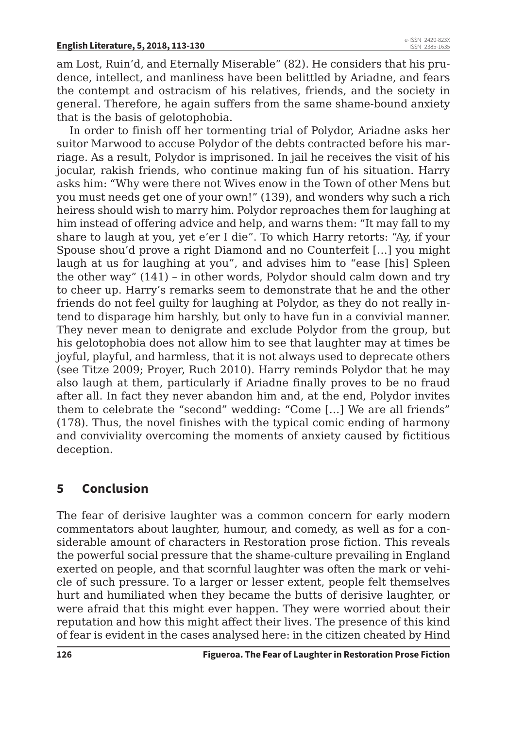am Lost, Ruin'd, and Eternally Miserable" (82). He considers that his prudence, intellect, and manliness have been belittled by Ariadne, and fears the contempt and ostracism of his relatives, friends, and the society in general. Therefore, he again suffers from the same shame-bound anxiety that is the basis of gelotophobia.

In order to finish off her tormenting trial of Polydor, Ariadne asks her suitor Marwood to accuse Polydor of the debts contracted before his marriage. As a result, Polydor is imprisoned. In jail he receives the visit of his jocular, rakish friends, who continue making fun of his situation. Harry asks him: "Why were there not Wives enow in the Town of other Mens but you must needs get one of your own!" (139), and wonders why such a rich heiress should wish to marry him. Polydor reproaches them for laughing at him instead of offering advice and help, and warns them: "It may fall to my share to laugh at you, yet e'er I die". To which Harry retorts: "Ay, if your Spouse shou'd prove a right Diamond and no Counterfeit […] you might laugh at us for laughing at you", and advises him to "ease [his] Spleen the other way" (141) – in other words, Polydor should calm down and try to cheer up. Harry's remarks seem to demonstrate that he and the other friends do not feel guilty for laughing at Polydor, as they do not really intend to disparage him harshly, but only to have fun in a convivial manner. They never mean to denigrate and exclude Polydor from the group, but his gelotophobia does not allow him to see that laughter may at times be joyful, playful, and harmless, that it is not always used to deprecate others (see Titze 2009; Proyer, Ruch 2010). Harry reminds Polydor that he may also laugh at them, particularly if Ariadne finally proves to be no fraud after all. In fact they never abandon him and, at the end, Polydor invites them to celebrate the "second" wedding: "Come […] We are all friends" (178). Thus, the novel finishes with the typical comic ending of harmony and conviviality overcoming the moments of anxiety caused by fictitious deception.

## 5 Conclusion

The fear of derisive laughter was a common concern for early modern commentators about laughter, humour, and comedy, as well as for a considerable amount of characters in Restoration prose fiction. This reveals the powerful social pressure that the shame-culture prevailing in England exerted on people, and that scornful laughter was often the mark or vehicle of such pressure. To a larger or lesser extent, people felt themselves hurt and humiliated when they became the butts of derisive laughter, or were afraid that this might ever happen. They were worried about their reputation and how this might affect their lives. The presence of this kind of fear is evident in the cases analysed here: in the citizen cheated by Hind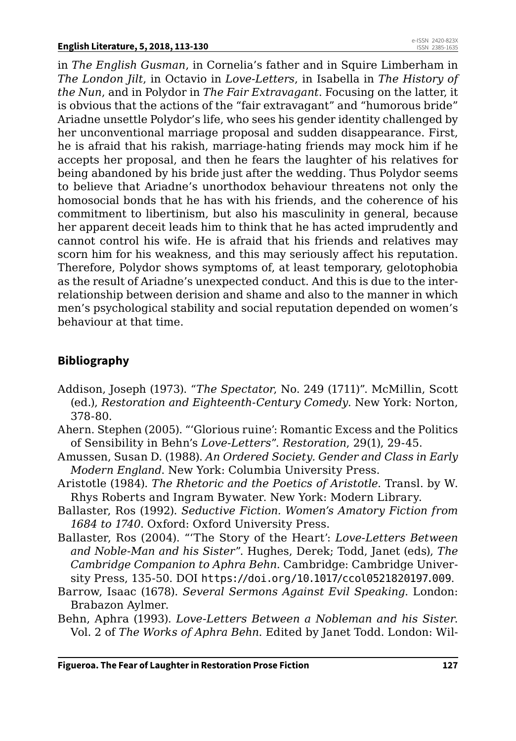in *The English Gusman*, in Cornelia's father and in Squire Limberham in *The London Jilt*, in Octavio in *Love-Letters*, in Isabella in *The History of the Nun*, and in Polydor in *The Fair Extravagant*. Focusing on the latter, it is obvious that the actions of the "fair extravagant" and "humorous bride" Ariadne unsettle Polydor's life, who sees his gender identity challenged by her unconventional marriage proposal and sudden disappearance. First, he is afraid that his rakish, marriage-hating friends may mock him if he accepts her proposal, and then he fears the laughter of his relatives for being abandoned by his bride just after the wedding. Thus Polydor seems to believe that Ariadne's unorthodox behaviour threatens not only the homosocial bonds that he has with his friends, and the coherence of his commitment to libertinism, but also his masculinity in general, because her apparent deceit leads him to think that he has acted imprudently and cannot control his wife. He is afraid that his friends and relatives may scorn him for his weakness, and this may seriously affect his reputation. Therefore, Polydor shows symptoms of, at least temporary, gelotophobia as the result of Ariadne's unexpected conduct. And this is due to the interrelationship between derision and shame and also to the manner in which men's psychological stability and social reputation depended on women's behaviour at that time.

## Bibliography

Addison, Joseph (1973). "*The Spectator*, No. 249 (1711)". McMillin, Scott (ed.), *Restoration and Eighteenth-Century Comedy*. New York: Norton, 378-80.

Ahern. Stephen (2005). "'Glorious ruine': Romantic Excess and the Politics of Sensibility in Behn's *Love-Letters*". *Restoration*, 29(1), 29-45.

Amussen, Susan D. (1988). *An Ordered Society. Gender and Class in Early Modern England*. New York: Columbia University Press.

Aristotle (1984). *The Rhetoric and the Poetics of Aristotle*. Transl. by W. Rhys Roberts and Ingram Bywater. New York: Modern Library.

Ballaster, Ros (1992). *Seductive Fiction. Women's Amatory Fiction from 1684 to 1740*. Oxford: Oxford University Press.

Ballaster, Ros (2004). "'The Story of the Heart': *Love-Letters Between and Noble-Man and his Sister*". Hughes, Derek; Todd, Janet (eds), *The Cambridge Companion to Aphra Behn*. Cambridge: Cambridge University Press, 135-50. DOI https://doi.org/10.1017/ccol0521820197.009.

Barrow, Isaac (1678). *Several Sermons Against Evil Speaking*. London: Brabazon Aylmer.

Behn, Aphra (1993). *Love-Letters Between a Nobleman and his Sister*. Vol. 2 of *The Works of Aphra Behn*. Edited by Janet Todd. London: Wil-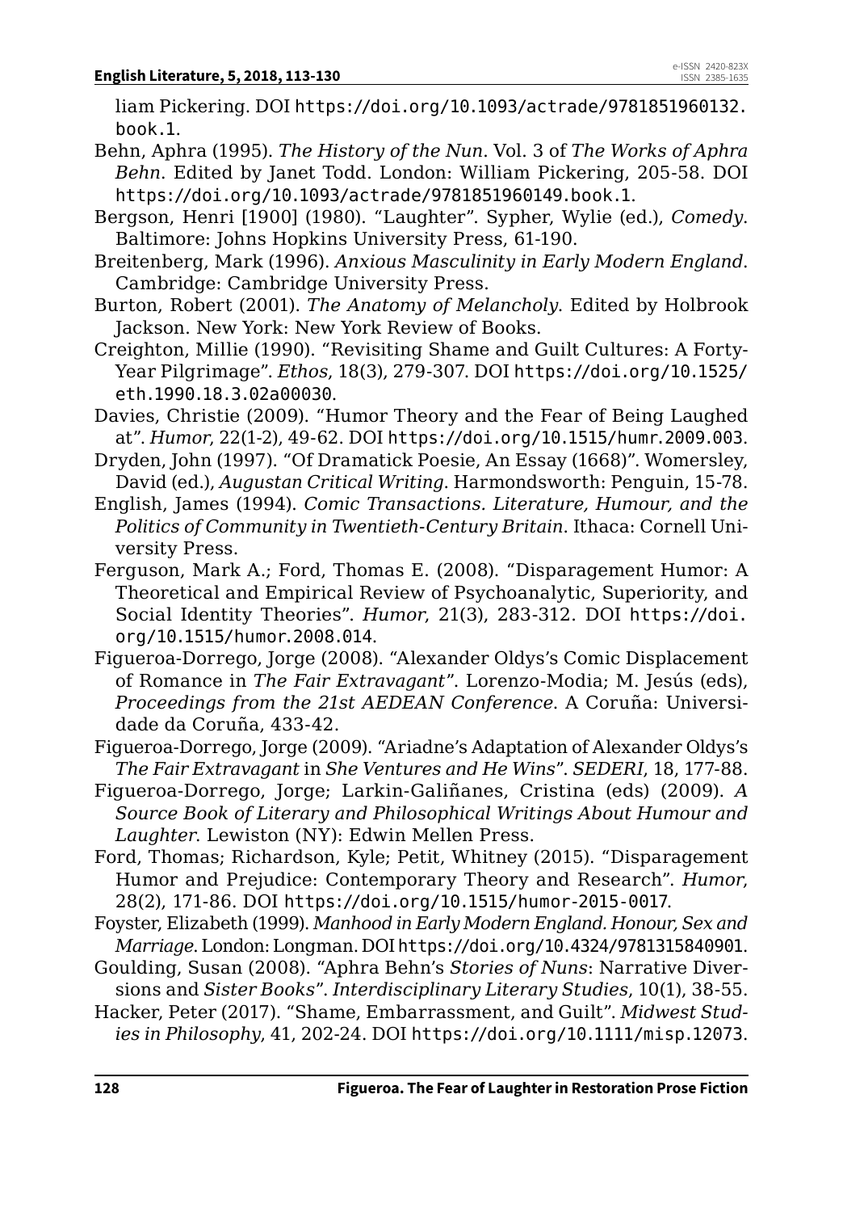liam Pickering. DOI https://doi.org/10.1093/actrade/9781851960132.book.1.

Behn, Aphra (1995). *The History of the Nun*. Vol. 3 of *The Works of Aphra Behn*. Edited by Janet Todd. London: William Pickering, 205-58. DOI https://doi.org/10.1093/actrade/9781851960149.book.1.

Bergson, Henri [1900] (1980). "Laughter". Sypher, Wylie (ed.), *Comedy*. Baltimore: Johns Hopkins University Press, 61-190.

Breitenberg, Mark (1996). *Anxious Masculinity in Early Modern England*. Cambridge: Cambridge University Press.

Burton, Robert (2001). *The Anatomy of Melancholy*. Edited by Holbrook Jackson. New York: New York Review of Books.

Creighton, Millie (1990). "Revisiting Shame and Guilt Cultures: A Forty-Year Pilgrimage". *Ethos*, 18(3), 279-307. DOI https://doi.org/10.1525/eth.1990.18.3.02a00030.

Davies, Christie (2009). "Humor Theory and the Fear of Being Laughed at". *Humor*, 22(1-2), 49-62. DOI https://doi.org/10.1515/humr.2009.003.

Dryden, John (1997). "Of Dramatick Poesie, An Essay (1668)". Womersley, David (ed.), *Augustan Critical Writing*. Harmondsworth: Penguin, 15-78.

English, James (1994). *Comic Transactions. Literature, Humour, and the Politics of Community in Twentieth-Century Britain*. Ithaca: Cornell University Press.

Ferguson, Mark A.; Ford, Thomas E. (2008). "Disparagement Humor: A Theoretical and Empirical Review of Psychoanalytic, Superiority, and Social Identity Theories". *Humor*, 21(3), 283-312. DOI https://doi.org/10.1515/humor.2008.014.

Figueroa-Dorrego, Jorge (2008). "Alexander Oldys's Comic Displacement of Romance in *The Fair Extravagant*". Lorenzo-Modia; M. Jesús (eds), *Proceedings from the 21st AEDEAN Conference*. A Coruña: Universidade da Coruña, 433-42.

Figueroa-Dorrego, Jorge (2009). "Ariadne's Adaptation of Alexander Oldys's *The Fair Extravagant* in *She Ventures and He Wins*". *SEDERI*, 18, 177-88.

Figueroa-Dorrego, Jorge; Larkin-Galiñanes, Cristina (eds) (2009). *A Source Book of Literary and Philosophical Writings About Humour and Laughter*. Lewiston (NY): Edwin Mellen Press.

Ford, Thomas; Richardson, Kyle; Petit, Whitney (2015). "Disparagement Humor and Prejudice: Contemporary Theory and Research". *Humor*, 28(2), 171-86. DOI https://doi.org/10.1515/humor-2015-0017.

Foyster, Elizabeth (1999). *Manhood in Early Modern England. Honour, Sex and Marriage*. London: Longman. DOI https://doi.org/10.4324/9781315840901.

Goulding, Susan (2008). "Aphra Behn's *Stories of Nuns*: Narrative Diversions and *Sister Books*". *Interdisciplinary Literary Studies*, 10(1), 38-55.

Hacker, Peter (2017). "Shame, Embarrassment, and Guilt". *Midwest Studies in Philosophy*, 41, 202-24. DOI https://doi.org/10.1111/misp.12073.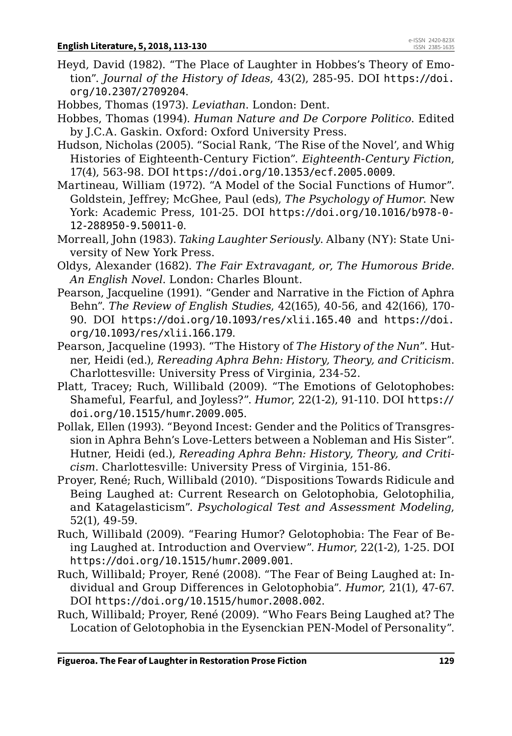Heyd, David (1982). "The Place of Laughter in Hobbes's Theory of Emotion". *Journal of the History of Ideas*, 43(2), 285-95. DOI https://doi.org/10.2307/2709204.

Hobbes, Thomas (1973). *Leviathan*. London: Dent.

Hobbes, Thomas (1994). *Human Nature and De Corpore Politico*. Edited by J.C.A. Gaskin. Oxford: Oxford University Press.

Hudson, Nicholas (2005). "Social Rank, 'The Rise of the Novel', and Whig Histories of Eighteenth-Century Fiction". *Eighteenth-Century Fiction*, 17(4), 563-98. DOI https://doi.org/10.1353/ecf.2005.0009.

Martineau, William (1972). "A Model of the Social Functions of Humor". Goldstein, Jeffrey; McGhee, Paul (eds), *The Psychology of Humor*. New York: Academic Press, 101-25. DOI https://doi.org/10.1016/b978-0-12-288950-9.50011-0.

Morreall, John (1983). *Taking Laughter Seriously*. Albany (NY): State University of New York Press.

Oldys, Alexander (1682). *The Fair Extravagant, or, The Humorous Bride. An English Novel*. London: Charles Blount.

Pearson, Jacqueline (1991). "Gender and Narrative in the Fiction of Aphra Behn". *The Review of English Studies*, 42(165), 40-56, and 42(166), 170-90. DOI https://doi.org/10.1093/res/xlii.165.40 and https://doi.org/10.1093/res/xlii.166.179.

Pearson, Jacqueline (1993). "The History of *The History of the Nun*". Hutner, Heidi (ed.), *Rereading Aphra Behn: History, Theory, and Criticism*. Charlottesville: University Press of Virginia, 234-52.

Platt, Tracey; Ruch, Willibald (2009). "The Emotions of Gelotophobes: Shameful, Fearful, and Joyless?". *Humor*, 22(1-2), 91-110. DOI https://doi.org/10.1515/humr.2009.005.

Pollak, Ellen (1993). "Beyond Incest: Gender and the Politics of Transgression in Aphra Behn's Love-Letters between a Nobleman and His Sister". Hutner, Heidi (ed.), *Rereading Aphra Behn: History, Theory, and Criticism*. Charlottesville: University Press of Virginia, 151-86.

Proyer, René; Ruch, Willibald (2010). "Dispositions Towards Ridicule and Being Laughed at: Current Research on Gelotophobia, Gelotophilia, and Katagelasticism". *Psychological Test and Assessment Modeling*, 52(1), 49-59.

Ruch, Willibald (2009). "Fearing Humor? Gelotophobia: The Fear of Being Laughed at. Introduction and Overview". *Humor*, 22(1-2), 1-25. DOI https://doi.org/10.1515/humr.2009.001.

Ruch, Willibald; Proyer, René (2008). "The Fear of Being Laughed at: Individual and Group Differences in Gelotophobia". *Humor*, 21(1), 47-67. DOI https://doi.org/10.1515/humor.2008.002.

Ruch, Willibald; Proyer, René (2009). "Who Fears Being Laughed at? The Location of Gelotophobia in the Eysenckian PEN-Model of Personality".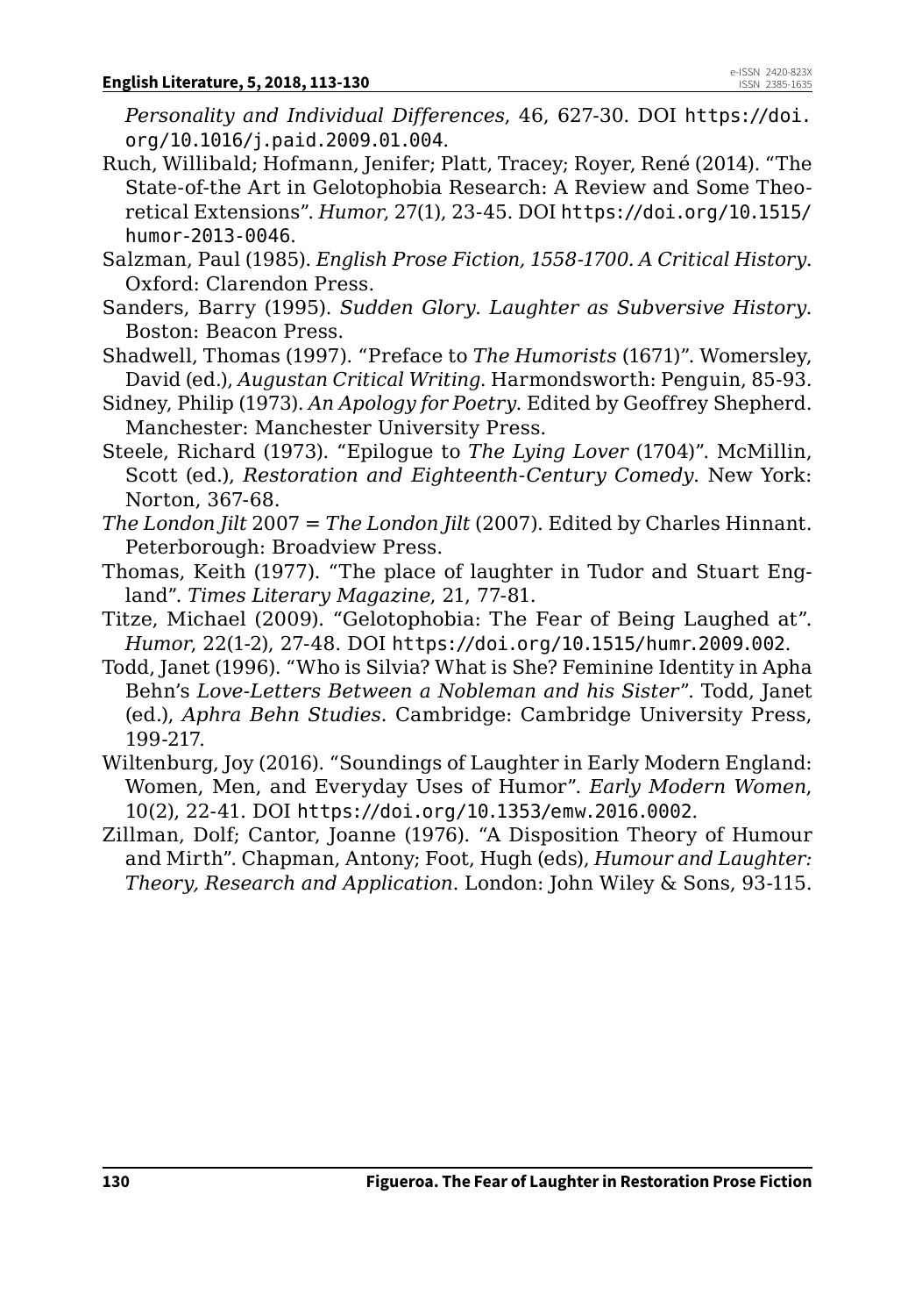*Personality and Individual Differences*, 46, 627-30. DOI https://doi.org/10.1016/j.paid.2009.01.004.

Ruch, Willibald; Hofmann, Jenifer; Platt, Tracey; Royer, René (2014). "The State-of-the Art in Gelotophobia Research: A Review and Some Theoretical Extensions". *Humor*, 27(1), 23-45. DOI https://doi.org/10.1515/humor-2013-0046.

Salzman, Paul (1985). *English Prose Fiction, 1558-1700. A Critical History*. Oxford: Clarendon Press.

Sanders, Barry (1995). *Sudden Glory. Laughter as Subversive History*. Boston: Beacon Press.

Shadwell, Thomas (1997). "Preface to *The Humorists* (1671)". Womersley, David (ed.), *Augustan Critical Writing*. Harmondsworth: Penguin, 85-93.

Sidney, Philip (1973). *An Apology for Poetry*. Edited by Geoffrey Shepherd. Manchester: Manchester University Press.

Steele, Richard (1973). "Epilogue to *The Lying Lover* (1704)". McMillin, Scott (ed.), *Restoration and Eighteenth-Century Comedy*. New York: Norton, 367-68.

*The London Jilt* 2007 = *The London Jilt* (2007). Edited by Charles Hinnant. Peterborough: Broadview Press.

Thomas, Keith (1977). "The place of laughter in Tudor and Stuart England". *Times Literary Magazine*, 21, 77-81.

Titze, Michael (2009). "Gelotophobia: The Fear of Being Laughed at". *Humor*, 22(1-2), 27-48. DOI https://doi.org/10.1515/humr.2009.002.

Todd, Janet (1996). "Who is Silvia? What is She? Feminine Identity in Apha Behn's *Love-Letters Between a Nobleman and his Sister*". Todd, Janet (ed.), *Aphra Behn Studies*. Cambridge: Cambridge University Press, 199-217.

Wiltenburg, Joy (2016). "Soundings of Laughter in Early Modern England: Women, Men, and Everyday Uses of Humor". *Early Modern Women*, 10(2), 22-41. DOI https://doi.org/10.1353/emw.2016.0002.

Zillman, Dolf; Cantor, Joanne (1976). "A Disposition Theory of Humour and Mirth". Chapman, Antony; Foot, Hugh (eds), *Humour and Laughter: Theory, Research and Application*. London: John Wiley & Sons, 93-115.